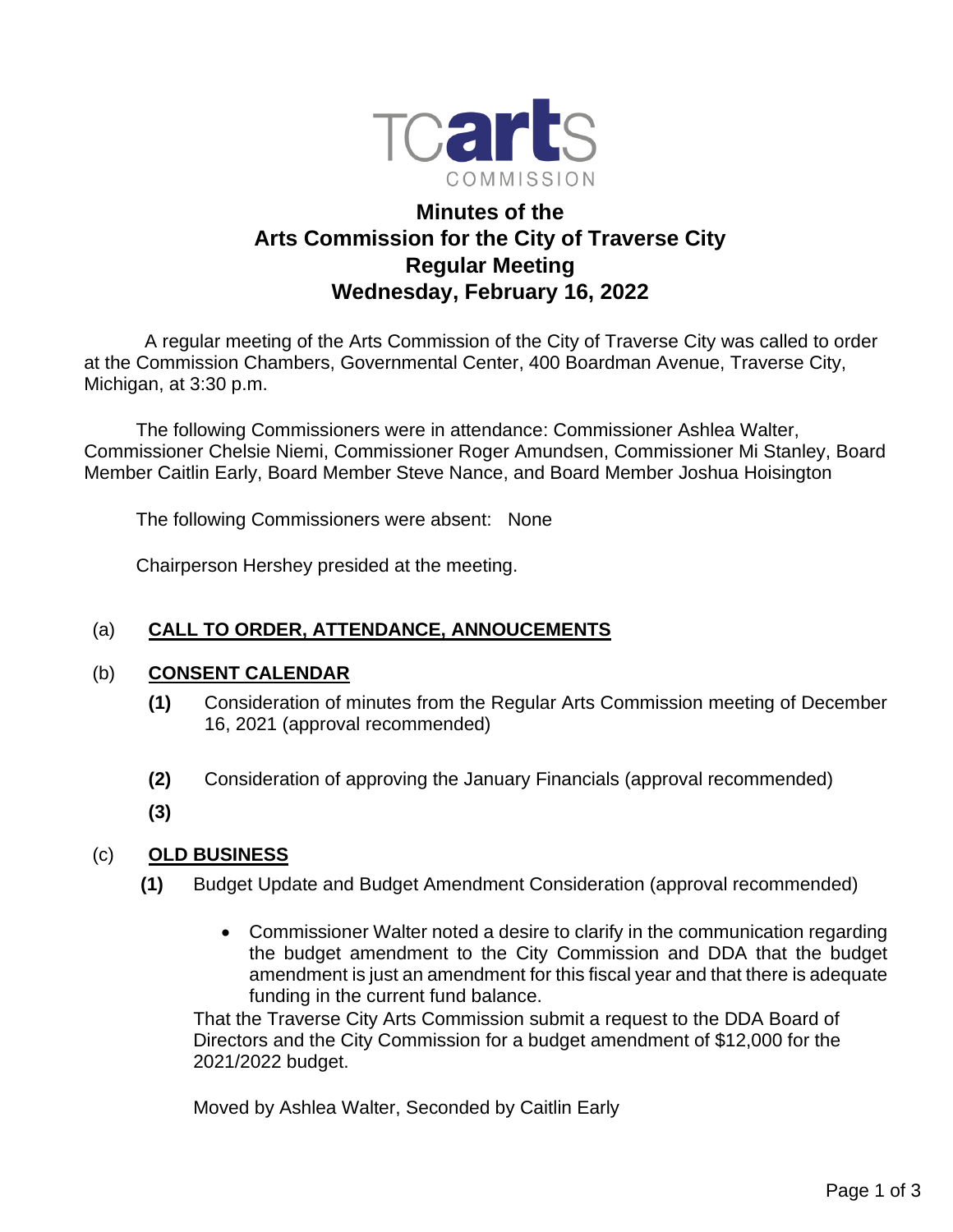TCarts COMMISSION

# Minutes of the Arts Commission for the City of Traverse City Regular Meeting Wednesday, February 16, 2022

A regular meeting of the Arts Commission of the City of Traverse City was called to order at the Commission Chambers, Governmental Center, 400 Boardman Avenue, Traverse City, Michigan, at 3:30 p.m.

The following Commissioners were in attendance: Commissioner Ashlea Walter, Commissioner Chelsie Niemi, Commissioner Roger Amundsen, Commissioner Mi Stanley, Board Member Caitlin Early, Board Member Steve Nance, and Board Member Joshua Hoisington

The following Commissioners were absent: None

Chairperson Hershey presided at the meeting.

## (a) CALL TO ORDER, ATTENDANCE, ANNOUCEMENTS

## (b) CONSENT CALENDAR

**(1)** Consideration of minutes from the Regular Arts Commission meeting of December 16, 2021 (approval recommended)

**(2)** Consideration of approving the January Financials (approval recommended)

**(3)**

## (c) OLD BUSINESS

**(1)** Budget Update and Budget Amendment Consideration (approval recommended)

- Commissioner Walter noted a desire to clarify in the communication regarding the budget amendment to the City Commission and DDA that the budget amendment is just an amendment for this fiscal year and that there is adequate funding in the current fund balance.

That the Traverse City Arts Commission submit a request to the DDA Board of Directors and the City Commission for a budget amendment of $12,000 for the 2021/2022 budget.

Moved by Ashlea Walter, Seconded by Caitlin Early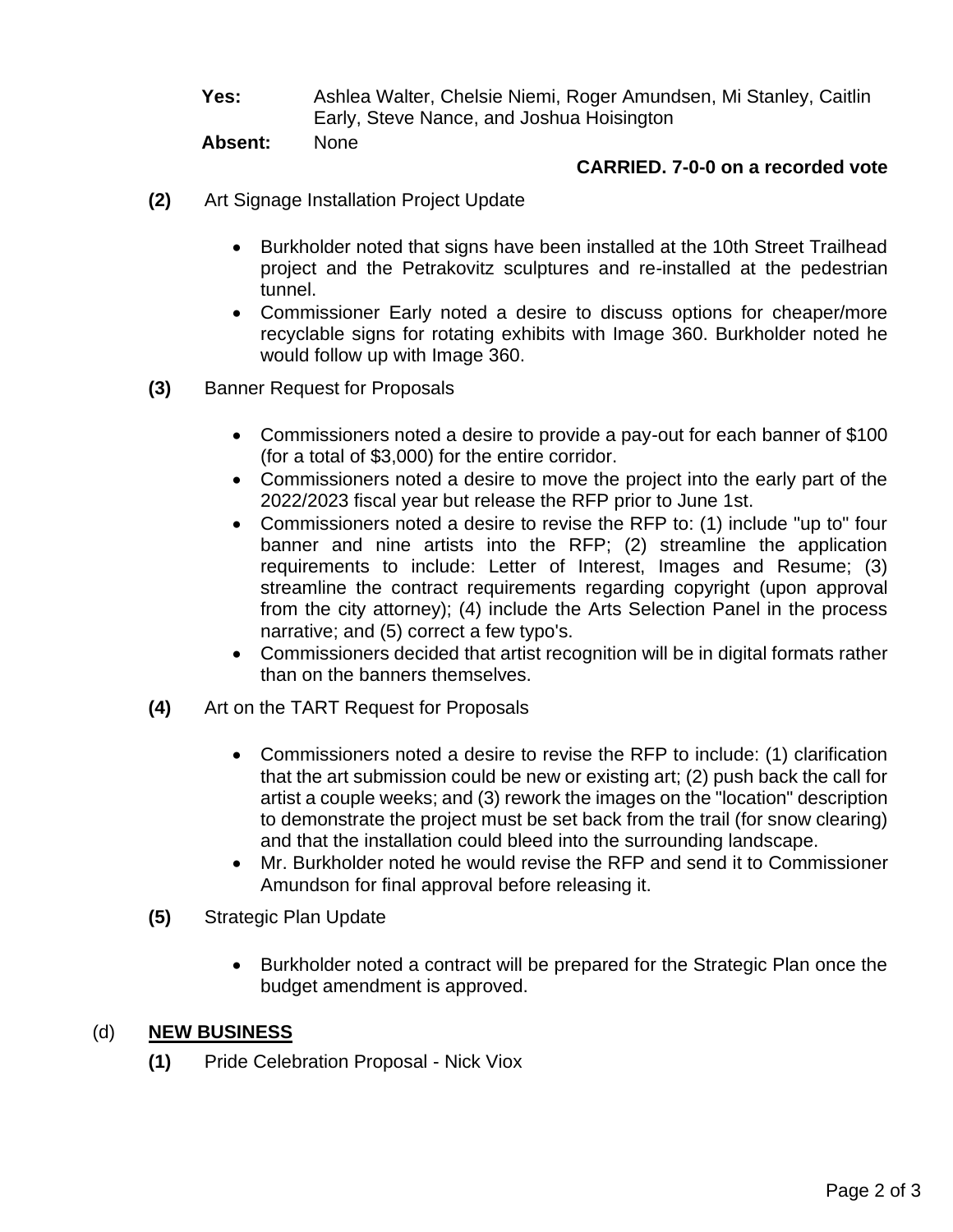**Yes:** Ashlea Walter, Chelsie Niemi, Roger Amundsen, Mi Stanley, Caitlin Early, Steve Nance, and Joshua Hoisington

**Absent:** None

**CARRIED. 7-0-0 on a recorded vote**

**(2)** Art Signage Installation Project Update

- Burkholder noted that signs have been installed at the 10th Street Trailhead project and the Petrakovitz sculptures and re-installed at the pedestrian tunnel.
- Commissioner Early noted a desire to discuss options for cheaper/more recyclable signs for rotating exhibits with Image 360. Burkholder noted he would follow up with Image 360.

**(3)** Banner Request for Proposals

- Commissioners noted a desire to provide a pay-out for each banner of $100 (for a total of $3,000) for the entire corridor.
- Commissioners noted a desire to move the project into the early part of the 2022/2023 fiscal year but release the RFP prior to June 1st.
- Commissioners noted a desire to revise the RFP to: (1) include "up to" four banner and nine artists into the RFP; (2) streamline the application requirements to include: Letter of Interest, Images and Resume; (3) streamline the contract requirements regarding copyright (upon approval from the city attorney); (4) include the Arts Selection Panel in the process narrative; and (5) correct a few typo's.
- Commissioners decided that artist recognition will be in digital formats rather than on the banners themselves.

**(4)** Art on the TART Request for Proposals

- Commissioners noted a desire to revise the RFP to include: (1) clarification that the art submission could be new or existing art; (2) push back the call for artist a couple weeks; and (3) rework the images on the "location" description to demonstrate the project must be set back from the trail (for snow clearing) and that the installation could bleed into the surrounding landscape.
- Mr. Burkholder noted he would revise the RFP and send it to Commissioner Amundson for final approval before releasing it.

**(5)** Strategic Plan Update

- Burkholder noted a contract will be prepared for the Strategic Plan once the budget amendment is approved.

(d) **NEW BUSINESS**

**(1)** Pride Celebration Proposal - Nick Viox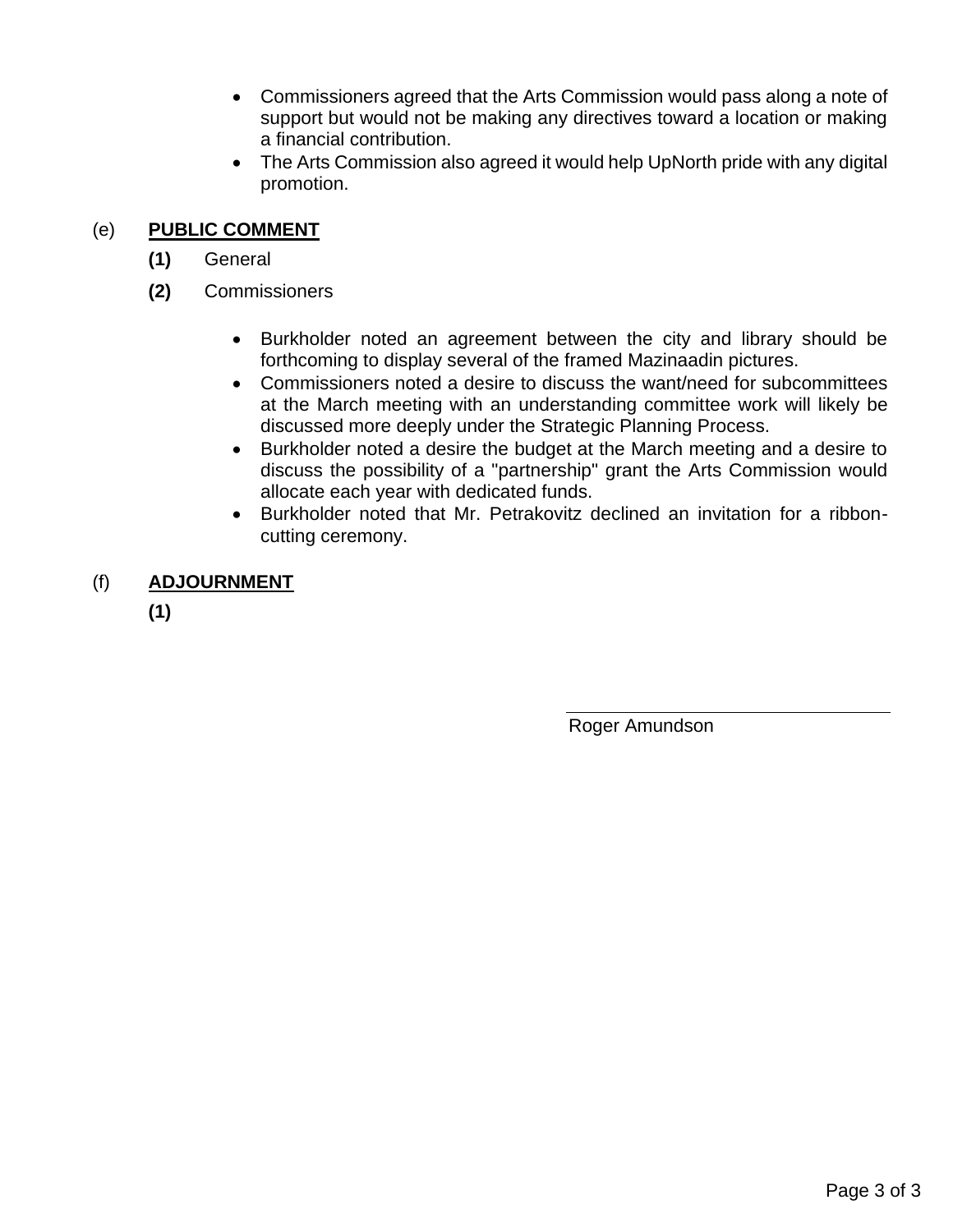- Commissioners agreed that the Arts Commission would pass along a note of support but would not be making any directives toward a location or making a financial contribution.
- The Arts Commission also agreed it would help UpNorth pride with any digital promotion.

(e) **PUBLIC COMMENT**

**(1)** General

**(2)** Commissioners

- Burkholder noted an agreement between the city and library should be forthcoming to display several of the framed Mazinaadin pictures.
- Commissioners noted a desire to discuss the want/need for subcommittees at the March meeting with an understanding committee work will likely be discussed more deeply under the Strategic Planning Process.
- Burkholder noted a desire the budget at the March meeting and a desire to discuss the possibility of a "partnership" grant the Arts Commission would allocate each year with dedicated funds.
- Burkholder noted that Mr. Petrakovitz declined an invitation for a ribbon-cutting ceremony.

(f) **ADJOURNMENT**

**(1)**

Roger Amundson